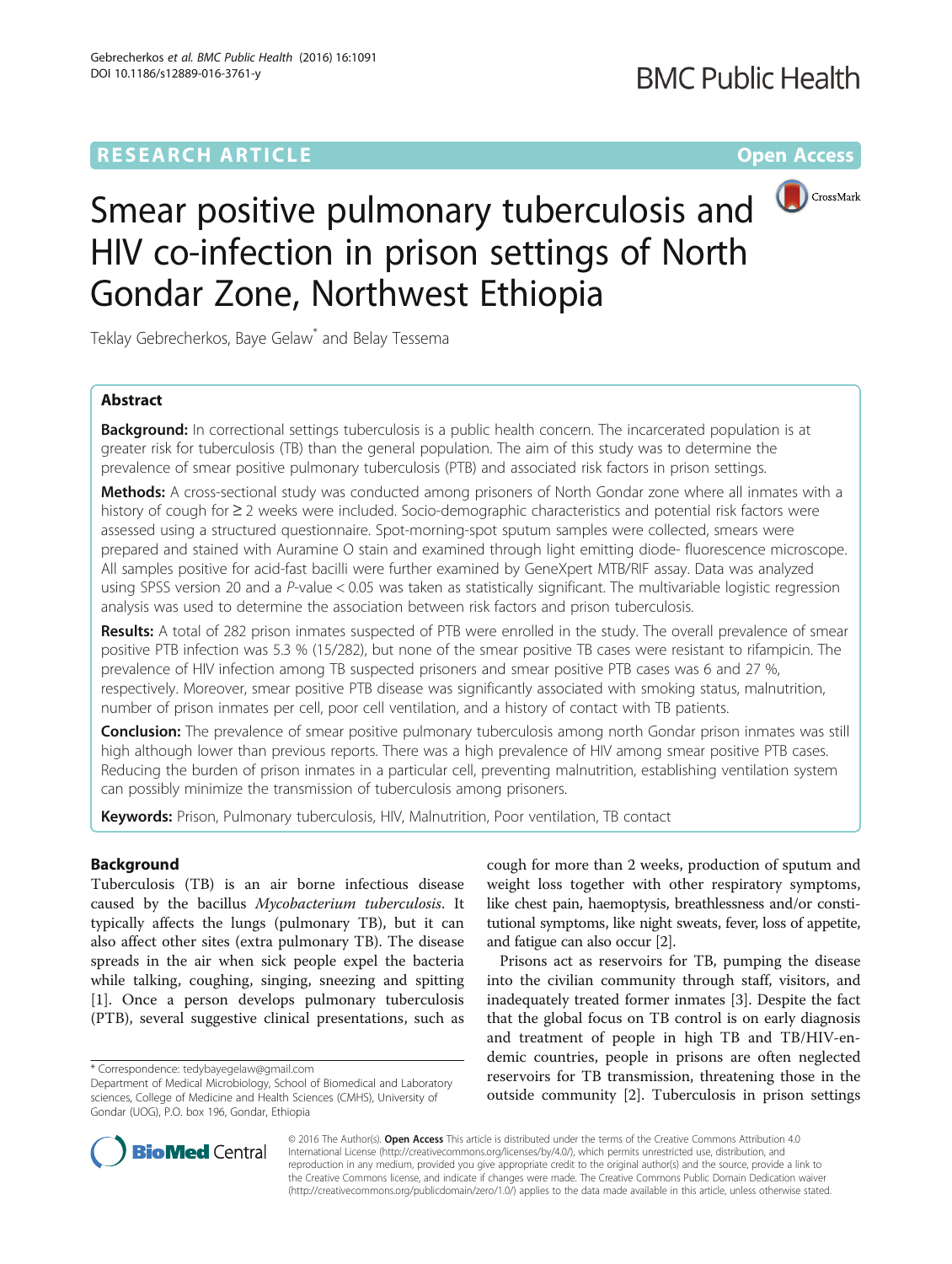RESEARCH ARTICLE

Open Access

# Smear positive pulmonary tuberculosis and HIV co-infection in prison settings of North Gondar Zone, Northwest Ethiopia

Teklay Gebrecherkos, Baye Gelaw* and Belay Tessema

## Abstract

**Background:** In correctional settings tuberculosis is a public health concern. The incarcerated population is at greater risk for tuberculosis (TB) than the general population. The aim of this study was to determine the prevalence of smear positive pulmonary tuberculosis (PTB) and associated risk factors in prison settings.

**Methods:** A cross-sectional study was conducted among prisoners of North Gondar zone where all inmates with a history of cough for ≥ 2 weeks were included. Socio-demographic characteristics and potential risk factors were assessed using a structured questionnaire. Spot-morning-spot sputum samples were collected, smears were prepared and stained with Auramine O stain and examined through light emitting diode- fluorescence microscope. All samples positive for acid-fast bacilli were further examined by GeneXpert MTB/RIF assay. Data was analyzed using SPSS version 20 and a *P*-value < 0.05 was taken as statistically significant. The multivariable logistic regression analysis was used to determine the association between risk factors and prison tuberculosis.

**Results:** A total of 282 prison inmates suspected of PTB were enrolled in the study. The overall prevalence of smear positive PTB infection was 5.3 % (15/282), but none of the smear positive TB cases were resistant to rifampicin. The prevalence of HIV infection among TB suspected prisoners and smear positive PTB cases was 6 and 27 %, respectively. Moreover, smear positive PTB disease was significantly associated with smoking status, malnutrition, number of prison inmates per cell, poor cell ventilation, and a history of contact with TB patients.

**Conclusion:** The prevalence of smear positive pulmonary tuberculosis among north Gondar prison inmates was still high although lower than previous reports. There was a high prevalence of HIV among smear positive PTB cases. Reducing the burden of prison inmates in a particular cell, preventing malnutrition, establishing ventilation system can possibly minimize the transmission of tuberculosis among prisoners.

**Keywords:** Prison, Pulmonary tuberculosis, HIV, Malnutrition, Poor ventilation, TB contact

## Background

Tuberculosis (TB) is an air borne infectious disease caused by the bacillus *Mycobacterium tuberculosis*. It typically affects the lungs (pulmonary TB), but it can also affect other sites (extra pulmonary TB). The disease spreads in the air when sick people expel the bacteria while talking, coughing, singing, sneezing and spitting [1]. Once a person develops pulmonary tuberculosis (PTB), several suggestive clinical presentations, such as cough for more than 2 weeks, production of sputum and weight loss together with other respiratory symptoms, like chest pain, haemoptysis, breathlessness and/or constitutional symptoms, like night sweats, fever, loss of appetite, and fatigue can also occur [2].

Prisons act as reservoirs for TB, pumping the disease into the civilian community through staff, visitors, and inadequately treated former inmates [3]. Despite the fact that the global focus on TB control is on early diagnosis and treatment of people in high TB and TB/HIV-endemic countries, people in prisons are often neglected reservoirs for TB transmission, threatening those in the outside community [2]. Tuberculosis in prison settings

* Correspondence: tedybayegelaw@gmail.com
Department of Medical Microbiology, School of Biomedical and Laboratory sciences, College of Medicine and Health Sciences (CMHS), University of Gondar (UOG), P.O. box 196, Gondar, Ethiopia

© 2016 The Author(s). **Open Access** This article is distributed under the terms of the Creative Commons Attribution 4.0 International License (http://creativecommons.org/licenses/by/4.0/), which permits unrestricted use, distribution, and reproduction in any medium, provided you give appropriate credit to the original author(s) and the source, provide a link to the Creative Commons license, and indicate if changes were made. The Creative Commons Public Domain Dedication waiver (http://creativecommons.org/publicdomain/zero/1.0/) applies to the data made available in this article, unless otherwise stated.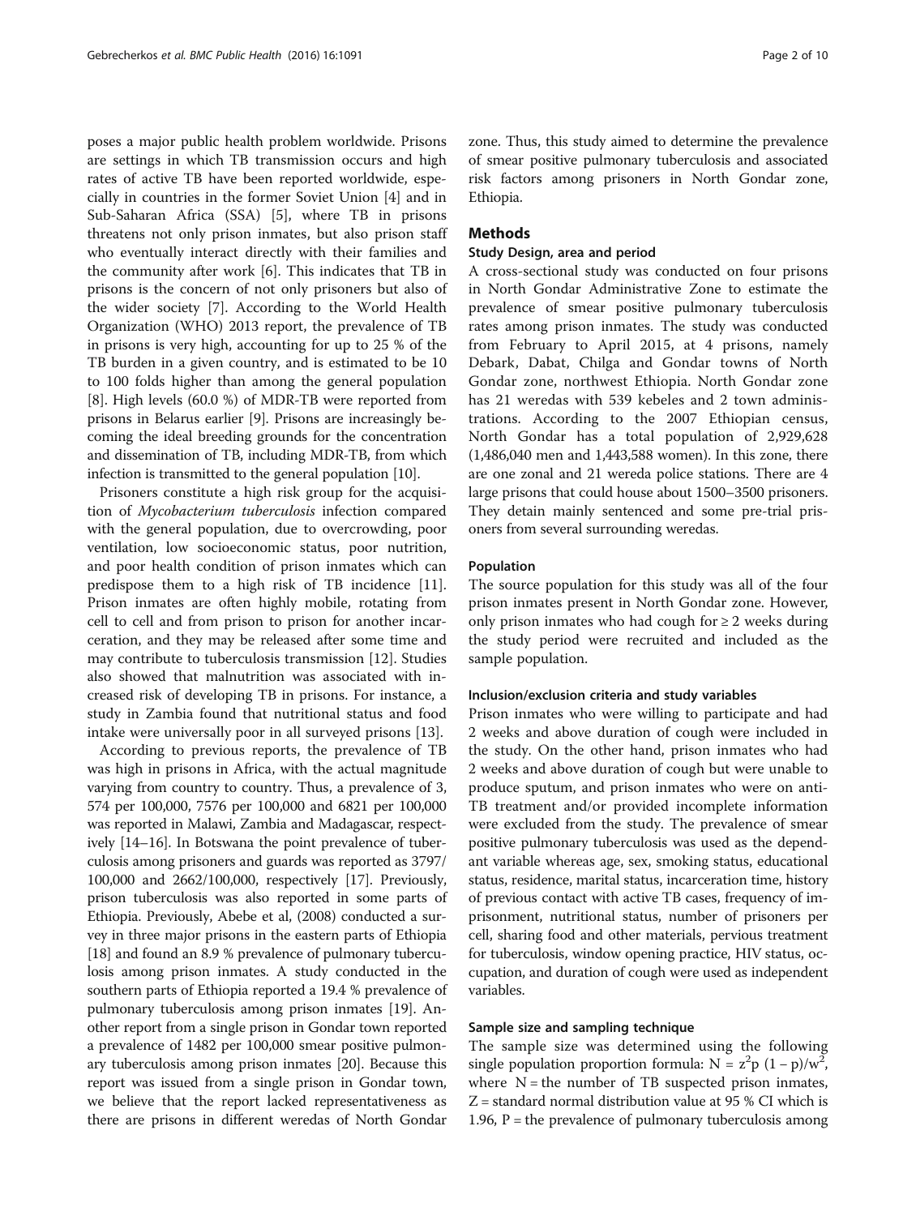poses a major public health problem worldwide. Prisons are settings in which TB transmission occurs and high rates of active TB have been reported worldwide, especially in countries in the former Soviet Union [4] and in Sub-Saharan Africa (SSA) [5], where TB in prisons threatens not only prison inmates, but also prison staff who eventually interact directly with their families and the community after work [6]. This indicates that TB in prisons is the concern of not only prisoners but also of the wider society [7]. According to the World Health Organization (WHO) 2013 report, the prevalence of TB in prisons is very high, accounting for up to 25 % of the TB burden in a given country, and is estimated to be 10 to 100 folds higher than among the general population [8]. High levels (60.0 %) of MDR-TB were reported from prisons in Belarus earlier [9]. Prisons are increasingly becoming the ideal breeding grounds for the concentration and dissemination of TB, including MDR-TB, from which infection is transmitted to the general population [10].

Prisoners constitute a high risk group for the acquisition of *Mycobacterium tuberculosis* infection compared with the general population, due to overcrowding, poor ventilation, low socioeconomic status, poor nutrition, and poor health condition of prison inmates which can predispose them to a high risk of TB incidence [11]. Prison inmates are often highly mobile, rotating from cell to cell and from prison to prison for another incarceration, and they may be released after some time and may contribute to tuberculosis transmission [12]. Studies also showed that malnutrition was associated with increased risk of developing TB in prisons. For instance, a study in Zambia found that nutritional status and food intake were universally poor in all surveyed prisons [13].

According to previous reports, the prevalence of TB was high in prisons in Africa, with the actual magnitude varying from country to country. Thus, a prevalence of 3, 574 per 100,000, 7576 per 100,000 and 6821 per 100,000 was reported in Malawi, Zambia and Madagascar, respectively [14–16]. In Botswana the point prevalence of tuberculosis among prisoners and guards was reported as 3797/100,000 and 2662/100,000, respectively [17]. Previously, prison tuberculosis was also reported in some parts of Ethiopia. Previously, Abebe et al, (2008) conducted a survey in three major prisons in the eastern parts of Ethiopia [18] and found an 8.9 % prevalence of pulmonary tuberculosis among prison inmates. A study conducted in the southern parts of Ethiopia reported a 19.4 % prevalence of pulmonary tuberculosis among prison inmates [19]. Another report from a single prison in Gondar town reported a prevalence of 1482 per 100,000 smear positive pulmonary tuberculosis among prison inmates [20]. Because this report was issued from a single prison in Gondar town, we believe that the report lacked representativeness as there are prisons in different weredas of North Gondar zone. Thus, this study aimed to determine the prevalence of smear positive pulmonary tuberculosis and associated risk factors among prisoners in North Gondar zone, Ethiopia.

## Methods

### Study Design, area and period

A cross-sectional study was conducted on four prisons in North Gondar Administrative Zone to estimate the prevalence of smear positive pulmonary tuberculosis rates among prison inmates. The study was conducted from February to April 2015, at 4 prisons, namely Debark, Dabat, Chilga and Gondar towns of North Gondar zone, northwest Ethiopia. North Gondar zone has 21 weredas with 539 kebeles and 2 town administrations. According to the 2007 Ethiopian census, North Gondar has a total population of 2,929,628 (1,486,040 men and 1,443,588 women). In this zone, there are one zonal and 21 wereda police stations. There are 4 large prisons that could house about 1500–3500 prisoners. They detain mainly sentenced and some pre-trial prisoners from several surrounding weredas.

### Population

The source population for this study was all of the four prison inmates present in North Gondar zone. However, only prison inmates who had cough for ≥ 2 weeks during the study period were recruited and included as the sample population.

### Inclusion/exclusion criteria and study variables

Prison inmates who were willing to participate and had 2 weeks and above duration of cough were included in the study. On the other hand, prison inmates who had 2 weeks and above duration of cough but were unable to produce sputum, and prison inmates who were on anti-TB treatment and/or provided incomplete information were excluded from the study. The prevalence of smear positive pulmonary tuberculosis was used as the dependant variable whereas age, sex, smoking status, educational status, residence, marital status, incarceration time, history of previous contact with active TB cases, frequency of imprisonment, nutritional status, number of prisoners per cell, sharing food and other materials, pervious treatment for tuberculosis, window opening practice, HIV status, occupation, and duration of cough were used as independent variables.

### Sample size and sampling technique

The sample size was determined using the following single population proportion formula: $N = z^2p\ (1 - p)/w^2$, where N = the number of TB suspected prison inmates, Z = standard normal distribution value at 95 % CI which is 1.96, P = the prevalence of pulmonary tuberculosis among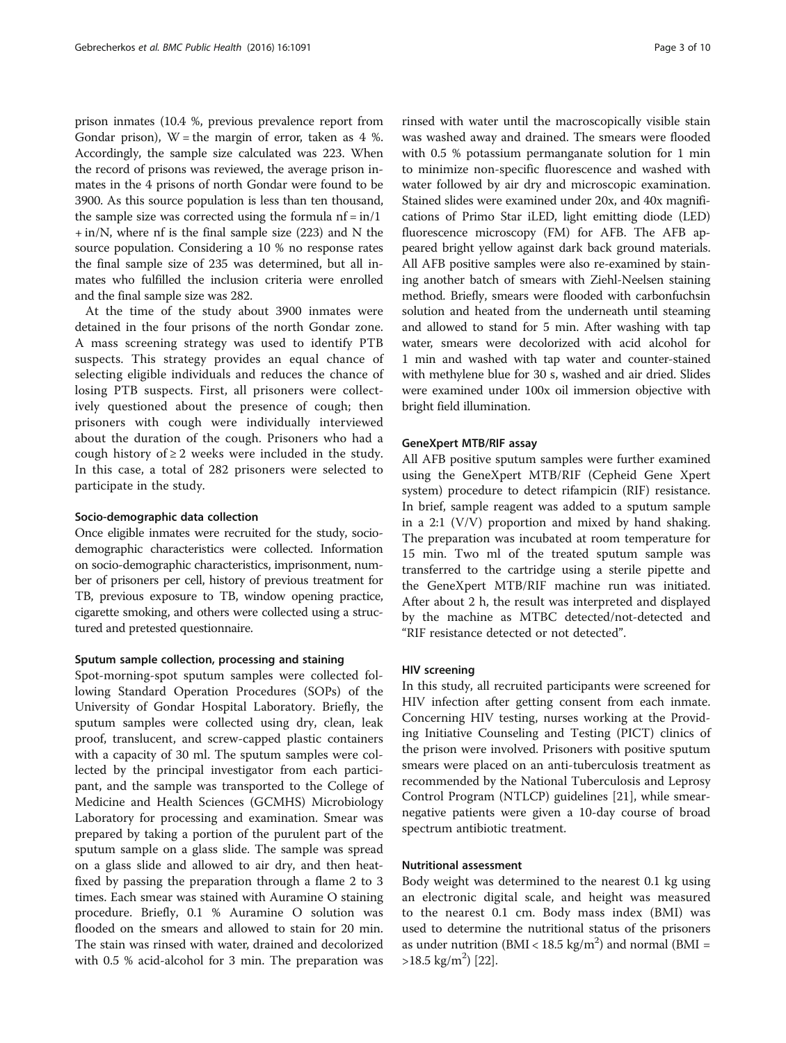prison inmates (10.4 %, previous prevalence report from Gondar prison), W = the margin of error, taken as 4 %. Accordingly, the sample size calculated was 223. When the record of prisons was reviewed, the average prison inmates in the 4 prisons of north Gondar were found to be 3900. As this source population is less than ten thousand, the sample size was corrected using the formula nf = in/1 + in/N, where nf is the final sample size (223) and N the source population. Considering a 10 % no response rates the final sample size of 235 was determined, but all inmates who fulfilled the inclusion criteria were enrolled and the final sample size was 282.

At the time of the study about 3900 inmates were detained in the four prisons of the north Gondar zone. A mass screening strategy was used to identify PTB suspects. This strategy provides an equal chance of selecting eligible individuals and reduces the chance of losing PTB suspects. First, all prisoners were collectively questioned about the presence of cough; then prisoners with cough were individually interviewed about the duration of the cough. Prisoners who had a cough history of ≥ 2 weeks were included in the study. In this case, a total of 282 prisoners were selected to participate in the study.

#### Socio-demographic data collection

Once eligible inmates were recruited for the study, socio-demographic characteristics were collected. Information on socio-demographic characteristics, imprisonment, number of prisoners per cell, history of previous treatment for TB, previous exposure to TB, window opening practice, cigarette smoking, and others were collected using a structured and pretested questionnaire.

#### Sputum sample collection, processing and staining

Spot-morning-spot sputum samples were collected following Standard Operation Procedures (SOPs) of the University of Gondar Hospital Laboratory. Briefly, the sputum samples were collected using dry, clean, leak proof, translucent, and screw-capped plastic containers with a capacity of 30 ml. The sputum samples were collected by the principal investigator from each participant, and the sample was transported to the College of Medicine and Health Sciences (GCMHS) Microbiology Laboratory for processing and examination. Smear was prepared by taking a portion of the purulent part of the sputum sample on a glass slide. The sample was spread on a glass slide and allowed to air dry, and then heat-fixed by passing the preparation through a flame 2 to 3 times. Each smear was stained with Auramine O staining procedure. Briefly, 0.1 % Auramine O solution was flooded on the smears and allowed to stain for 20 min. The stain was rinsed with water, drained and decolorized with 0.5 % acid-alcohol for 3 min. The preparation was rinsed with water until the macroscopically visible stain was washed away and drained. The smears were flooded with 0.5 % potassium permanganate solution for 1 min to minimize non-specific fluorescence and washed with water followed by air dry and microscopic examination. Stained slides were examined under 20x, and 40x magnifications of Primo Star iLED, light emitting diode (LED) fluorescence microscopy (FM) for AFB. The AFB appeared bright yellow against dark back ground materials. All AFB positive samples were also re-examined by staining another batch of smears with Ziehl-Neelsen staining method. Briefly, smears were flooded with carbonfuchsin solution and heated from the underneath until steaming and allowed to stand for 5 min. After washing with tap water, smears were decolorized with acid alcohol for 1 min and washed with tap water and counter-stained with methylene blue for 30 s, washed and air dried. Slides were examined under 100x oil immersion objective with bright field illumination.

#### GeneXpert MTB/RIF assay

All AFB positive sputum samples were further examined using the GeneXpert MTB/RIF (Cepheid Gene Xpert system) procedure to detect rifampicin (RIF) resistance. In brief, sample reagent was added to a sputum sample in a 2:1 (V/V) proportion and mixed by hand shaking. The preparation was incubated at room temperature for 15 min. Two ml of the treated sputum sample was transferred to the cartridge using a sterile pipette and the GeneXpert MTB/RIF machine run was initiated. After about 2 h, the result was interpreted and displayed by the machine as MTBC detected/not-detected and "RIF resistance detected or not detected".

#### HIV screening

In this study, all recruited participants were screened for HIV infection after getting consent from each inmate. Concerning HIV testing, nurses working at the Providing Initiative Counseling and Testing (PICT) clinics of the prison were involved. Prisoners with positive sputum smears were placed on an anti-tuberculosis treatment as recommended by the National Tuberculosis and Leprosy Control Program (NTLCP) guidelines [21], while smear-negative patients were given a 10-day course of broad spectrum antibiotic treatment.

#### Nutritional assessment

Body weight was determined to the nearest 0.1 kg using an electronic digital scale, and height was measured to the nearest 0.1 cm. Body mass index (BMI) was used to determine the nutritional status of the prisoners as under nutrition (BMI < 18.5 kg/m$^2$) and normal (BMI = >18.5 kg/m$^2$) [22].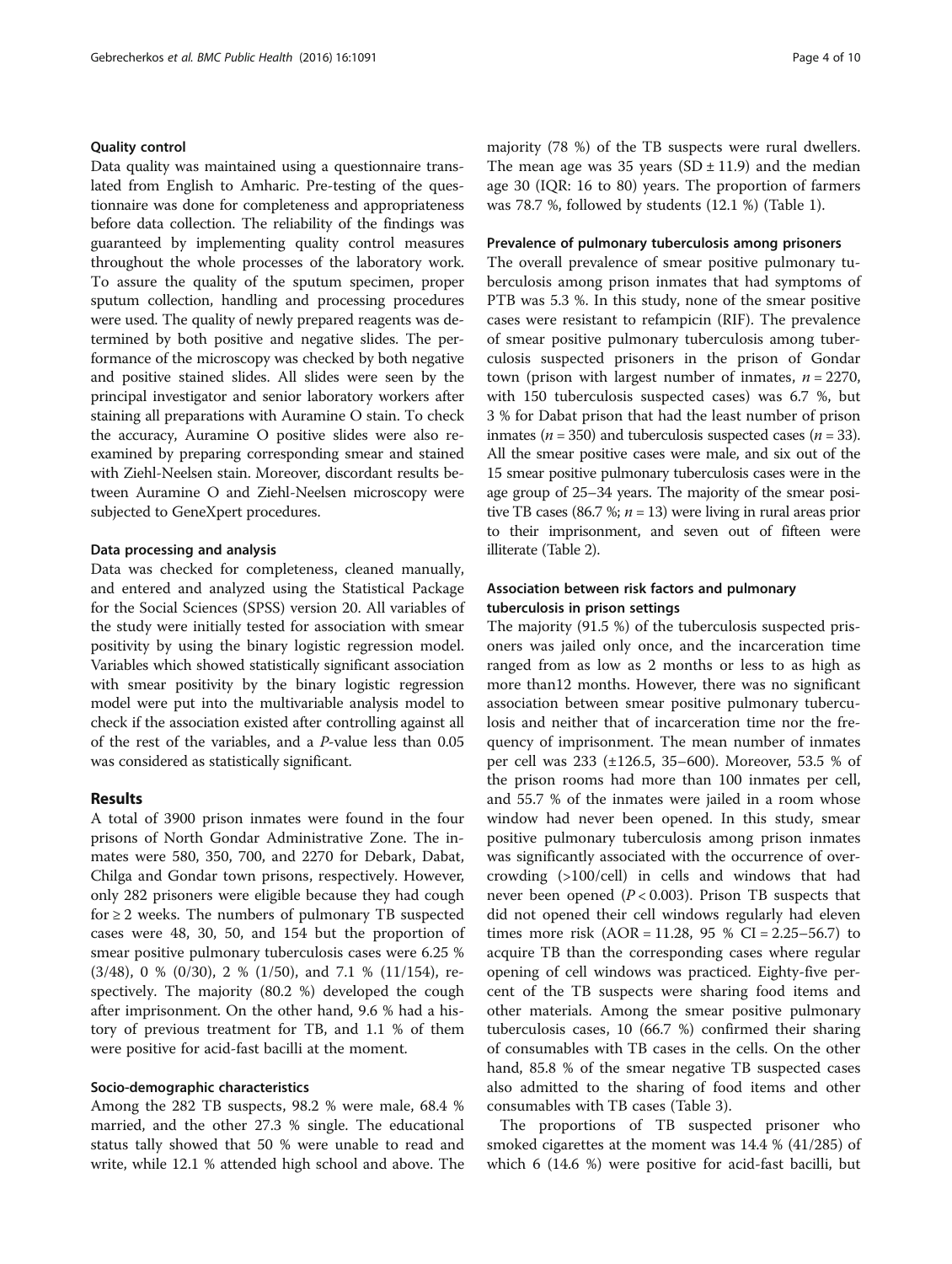### Quality control

Data quality was maintained using a questionnaire translated from English to Amharic. Pre-testing of the questionnaire was done for completeness and appropriateness before data collection. The reliability of the findings was guaranteed by implementing quality control measures throughout the whole processes of the laboratory work. To assure the quality of the sputum specimen, proper sputum collection, handling and processing procedures were used. The quality of newly prepared reagents was determined by both positive and negative slides. The performance of the microscopy was checked by both negative and positive stained slides. All slides were seen by the principal investigator and senior laboratory workers after staining all preparations with Auramine O stain. To check the accuracy, Auramine O positive slides were also re-examined by preparing corresponding smear and stained with Ziehl-Neelsen stain. Moreover, discordant results between Auramine O and Ziehl-Neelsen microscopy were subjected to GeneXpert procedures.

### Data processing and analysis

Data was checked for completeness, cleaned manually, and entered and analyzed using the Statistical Package for the Social Sciences (SPSS) version 20. All variables of the study were initially tested for association with smear positivity by using the binary logistic regression model. Variables which showed statistically significant association with smear positivity by the binary logistic regression model were put into the multivariable analysis model to check if the association existed after controlling against all of the rest of the variables, and a *P*-value less than 0.05 was considered as statistically significant.

## Results

A total of 3900 prison inmates were found in the four prisons of North Gondar Administrative Zone. The inmates were 580, 350, 700, and 2270 for Debark, Dabat, Chilga and Gondar town prisons, respectively. However, only 282 prisoners were eligible because they had cough for ≥ 2 weeks. The numbers of pulmonary TB suspected cases were 48, 30, 50, and 154 but the proportion of smear positive pulmonary tuberculosis cases were 6.25 % (3/48), 0 % (0/30), 2 % (1/50), and 7.1 % (11/154), respectively. The majority (80.2 %) developed the cough after imprisonment. On the other hand, 9.6 % had a history of previous treatment for TB, and 1.1 % of them were positive for acid-fast bacilli at the moment.

### Socio-demographic characteristics

Among the 282 TB suspects, 98.2 % were male, 68.4 % married, and the other 27.3 % single. The educational status tally showed that 50 % were unable to read and write, while 12.1 % attended high school and above. The majority (78 %) of the TB suspects were rural dwellers. The mean age was 35 years (SD ± 11.9) and the median age 30 (IQR: 16 to 80) years. The proportion of farmers was 78.7 %, followed by students (12.1 %) (Table 1).

### Prevalence of pulmonary tuberculosis among prisoners

The overall prevalence of smear positive pulmonary tuberculosis among prison inmates that had symptoms of PTB was 5.3 %. In this study, none of the smear positive cases were resistant to refampicin (RIF). The prevalence of smear positive pulmonary tuberculosis among tuberculosis suspected prisoners in the prison of Gondar town (prison with largest number of inmates, *n* = 2270, with 150 tuberculosis suspected cases) was 6.7 %, but 3 % for Dabat prison that had the least number of prison inmates (*n* = 350) and tuberculosis suspected cases (*n* = 33). All the smear positive cases were male, and six out of the 15 smear positive pulmonary tuberculosis cases were in the age group of 25–34 years. The majority of the smear positive TB cases (86.7 %; *n* = 13) were living in rural areas prior to their imprisonment, and seven out of fifteen were illiterate (Table 2).

### Association between risk factors and pulmonary tuberculosis in prison settings

The majority (91.5 %) of the tuberculosis suspected prisoners was jailed only once, and the incarceration time ranged from as low as 2 months or less to as high as more than12 months. However, there was no significant association between smear positive pulmonary tuberculosis and neither that of incarceration time nor the frequency of imprisonment. The mean number of inmates per cell was 233 (±126.5, 35–600). Moreover, 53.5 % of the prison rooms had more than 100 inmates per cell, and 55.7 % of the inmates were jailed in a room whose window had never been opened. In this study, smear positive pulmonary tuberculosis among prison inmates was significantly associated with the occurrence of overcrowding (>100/cell) in cells and windows that had never been opened ($P < 0.003$). Prison TB suspects that did not opened their cell windows regularly had eleven times more risk (AOR = 11.28, 95 % CI = 2.25–56.7) to acquire TB than the corresponding cases where regular opening of cell windows was practiced. Eighty-five percent of the TB suspects were sharing food items and other materials. Among the smear positive pulmonary tuberculosis cases, 10 (66.7 %) confirmed their sharing of consumables with TB cases in the cells. On the other hand, 85.8 % of the smear negative TB suspected cases also admitted to the sharing of food items and other consumables with TB cases (Table 3).

The proportions of TB suspected prisoner who smoked cigarettes at the moment was 14.4 % (41/285) of which 6 (14.6 %) were positive for acid-fast bacilli, but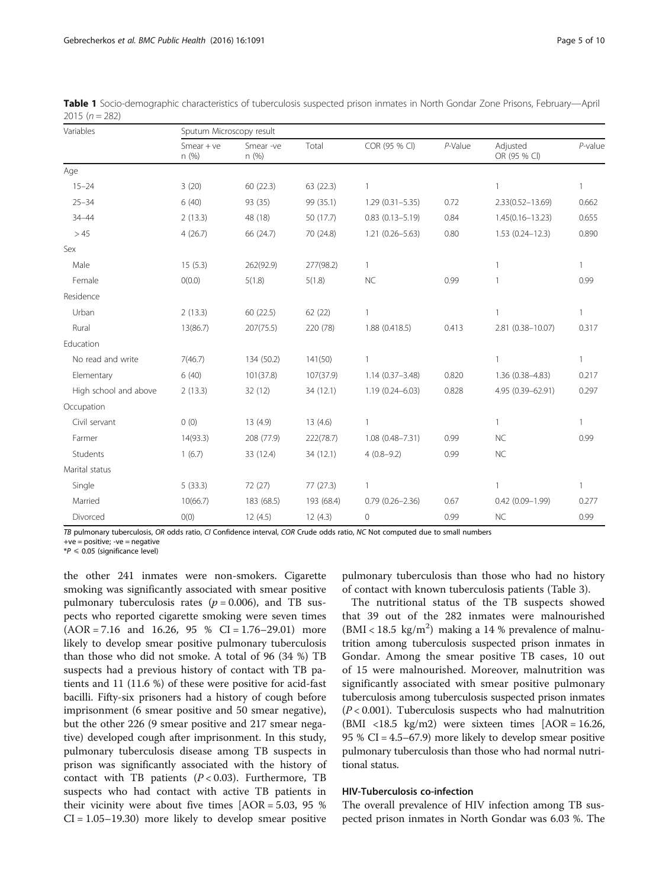**Table 1** Socio-demographic characteristics of tuberculosis suspected prison inmates in North Gondar Zone Prisons, February—April 2015 ($n = 282$)

| Variables | Sputum Microscopy result | | | | | | |
|---|---|---|---|---|---|---|---|
| | Smear + ve n (%) | Smear -ve n (%) | Total | COR (95 % CI) | *P*-Value | Adjusted OR (95 % CI) | *P*-value |
| Age | | | | | | | |
| 15–24 | 3 (20) | 60 (22.3) | 63 (22.3) | 1 | | 1 | 1 |
| 25–34 | 6 (40) | 93 (35) | 99 (35.1) | 1.29 (0.31–5.35) | 0.72 | 2.33(0.52–13.69) | 0.662 |
| 34–44 | 2 (13.3) | 48 (18) | 50 (17.7) | 0.83 (0.13–5.19) | 0.84 | 1.45(0.16–13.23) | 0.655 |
| > 45 | 4 (26.7) | 66 (24.7) | 70 (24.8) | 1.21 (0.26–5.63) | 0.80 | 1.53 (0.24–12.3) | 0.890 |
| Sex | | | | | | | |
| Male | 15 (5.3) | 262(92.9) | 277(98.2) | 1 | | 1 | 1 |
| Female | 0(0.0) | 5(1.8) | 5(1.8) | NC | 0.99 | 1 | 0.99 |
| Residence | | | | | | | |
| Urban | 2 (13.3) | 60 (22.5) | 62 (22) | 1 | | 1 | 1 |
| Rural | 13(86.7) | 207(75.5) | 220 (78) | 1.88 (0.418.5) | 0.413 | 2.81 (0.38–10.07) | 0.317 |
| Education | | | | | | | |
| No read and write | 7(46.7) | 134 (50.2) | 141(50) | 1 | | 1 | 1 |
| Elementary | 6 (40) | 101(37.8) | 107(37.9) | 1.14 (0.37–3.48) | 0.820 | 1.36 (0.38–4.83) | 0.217 |
| High school and above | 2 (13.3) | 32 (12) | 34 (12.1) | 1.19 (0.24–6.03) | 0.828 | 4.95 (0.39–62.91) | 0.297 |
| Occupation | | | | | | | |
| Civil servant | 0 (0) | 13 (4.9) | 13 (4.6) | 1 | | 1 | 1 |
| Farmer | 14(93.3) | 208 (77.9) | 222(78.7) | 1.08 (0.48–7.31) | 0.99 | NC | 0.99 |
| Students | 1 (6.7) | 33 (12.4) | 34 (12.1) | 4 (0.8–9.2) | 0.99 | NC | |
| Marital status | | | | | | | |
| Single | 5 (33.3) | 72 (27) | 77 (27.3) | 1 | | 1 | 1 |
| Married | 10(66.7) | 183 (68.5) | 193 (68.4) | 0.79 (0.26–2.36) | 0.67 | 0.42 (0.09–1.99) | 0.277 |
| Divorced | 0(0) | 12 (4.5) | 12 (4.3) | 0 | 0.99 | NC | 0.99 |

*TB* pulmonary tuberculosis, *OR* odds ratio, *CI* Confidence interval, *COR* Crude odds ratio, *NC* Not computed due to small numbers
+ve = positive; -ve = negative
*$P \leq 0.05$ (significance level)

the other 241 inmates were non-smokers. Cigarette smoking was significantly associated with smear positive pulmonary tuberculosis rates ($p = 0.006$), and TB suspects who reported cigarette smoking were seven times (AOR = 7.16 and 16.26, 95 % CI = 1.76–29.01) more likely to develop smear positive pulmonary tuberculosis than those who did not smoke. A total of 96 (34 %) TB suspects had a previous history of contact with TB patients and 11 (11.6 %) of these were positive for acid-fast bacilli. Fifty-six prisoners had a history of cough before imprisonment (6 smear positive and 50 smear negative), but the other 226 (9 smear positive and 217 smear negative) developed cough after imprisonment. In this study, pulmonary tuberculosis disease among TB suspects in prison was significantly associated with the history of contact with TB patients ($P < 0.03$). Furthermore, TB suspects who had contact with active TB patients in their vicinity were about five times [AOR = 5.03, 95 % CI = 1.05–19.30) more likely to develop smear positive pulmonary tuberculosis than those who had no history of contact with known tuberculosis patients (Table 3).

The nutritional status of the TB suspects showed that 39 out of the 282 inmates were malnourished (BMI < 18.5 kg/m$^2$) making a 14 % prevalence of malnutrition among tuberculosis suspected prison inmates in Gondar. Among the smear positive TB cases, 10 out of 15 were malnourished. Moreover, malnutrition was significantly associated with smear positive pulmonary tuberculosis among tuberculosis suspected prison inmates ($P < 0.001$). Tuberculosis suspects who had malnutrition (BMI <18.5 kg/m2) were sixteen times [AOR = 16.26, 95 % CI = 4.5–67.9) more likely to develop smear positive pulmonary tuberculosis than those who had normal nutritional status.

### HIV-Tuberculosis co-infection

The overall prevalence of HIV infection among TB suspected prison inmates in North Gondar was 6.03 %. The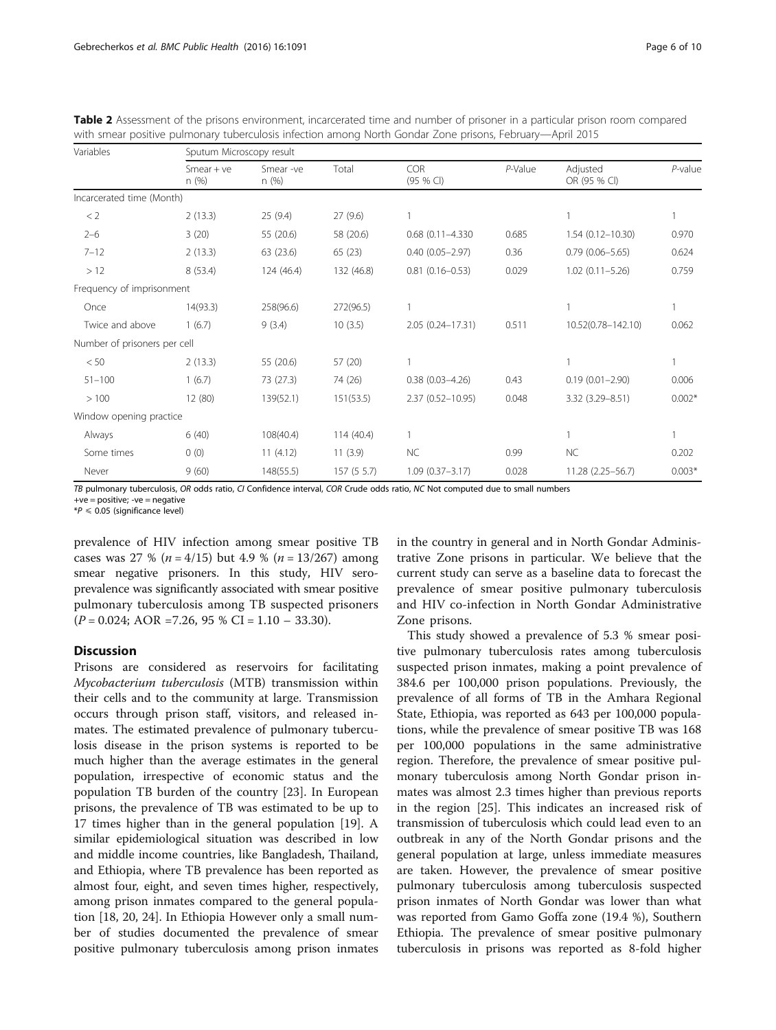**Table 2** Assessment of the prisons environment, incarcerated time and number of prisoner in a particular prison room compared with smear positive pulmonary tuberculosis infection among North Gondar Zone prisons, February—April 2015

| Variables | Sputum Microscopy result | | | | | | |
|---|---|---|---|---|---|---|---|
| | Smear + ve n (%) | Smear -ve n (%) | Total | COR (95 % CI) | P-Value | Adjusted OR (95 % CI) | P-value |
| Incarcerated time (Month) | | | | | | | |
| < 2 | 2 (13.3) | 25 (9.4) | 27 (9.6) | 1 | | 1 | 1 |
| 2–6 | 3 (20) | 55 (20.6) | 58 (20.6) | 0.68 (0.11–4.330 | 0.685 | 1.54 (0.12–10.30) | 0.970 |
| 7–12 | 2 (13.3) | 63 (23.6) | 65 (23) | 0.40 (0.05–2.97) | 0.36 | 0.79 (0.06–5.65) | 0.624 |
| > 12 | 8 (53.4) | 124 (46.4) | 132 (46.8) | 0.81 (0.16–0.53) | 0.029 | 1.02 (0.11–5.26) | 0.759 |
| Frequency of imprisonment | | | | | | | |
| Once | 14(93.3) | 258(96.6) | 272(96.5) | 1 | | 1 | 1 |
| Twice and above | 1 (6.7) | 9 (3.4) | 10 (3.5) | 2.05 (0.24–17.31) | 0.511 | 10.52(0.78–142.10) | 0.062 |
| Number of prisoners per cell | | | | | | | |
| < 50 | 2 (13.3) | 55 (20.6) | 57 (20) | 1 | | 1 | 1 |
| 51–100 | 1 (6.7) | 73 (27.3) | 74 (26) | 0.38 (0.03–4.26) | 0.43 | 0.19 (0.01–2.90) | 0.006 |
| > 100 | 12 (80) | 139(52.1) | 151(53.5) | 2.37 (0.52–10.95) | 0.048 | 3.32 (3.29–8.51) | 0.002* |
| Window opening practice | | | | | | | |
| Always | 6 (40) | 108(40.4) | 114 (40.4) | 1 | | 1 | 1 |
| Some times | 0 (0) | 11 (4.12) | 11 (3.9) | NC | 0.99 | NC | 0.202 |
| Never | 9 (60) | 148(55.5) | 157 (5 5.7) | 1.09 (0.37–3.17) | 0.028 | 11.28 (2.25–56.7) | 0.003* |

*TB* pulmonary tuberculosis, *OR* odds ratio, *CI* Confidence interval, *COR* Crude odds ratio, *NC* Not computed due to small numbers
+ve = positive; -ve = negative
$^{*}P \leqslant 0.05$ (significance level)

prevalence of HIV infection among smear positive TB cases was 27 % ($n = 4/15$) but 4.9 % ($n = 13/267$) among smear negative prisoners. In this study, HIV sero-prevalence was significantly associated with smear positive pulmonary tuberculosis among TB suspected prisoners ($P = 0.024$; AOR =7.26, 95 % CI = 1.10 − 33.30).

## Discussion

Prisons are considered as reservoirs for facilitating *Mycobacterium tuberculosis* (MTB) transmission within their cells and to the community at large. Transmission occurs through prison staff, visitors, and released inmates. The estimated prevalence of pulmonary tuberculosis disease in the prison systems is reported to be much higher than the average estimates in the general population, irrespective of economic status and the population TB burden of the country [23]. In European prisons, the prevalence of TB was estimated to be up to 17 times higher than in the general population [19]. A similar epidemiological situation was described in low and middle income countries, like Bangladesh, Thailand, and Ethiopia, where TB prevalence has been reported as almost four, eight, and seven times higher, respectively, among prison inmates compared to the general population [18, 20, 24]. In Ethiopia However only a small number of studies documented the prevalence of smear positive pulmonary tuberculosis among prison inmates in the country in general and in North Gondar Administrative Zone prisons in particular. We believe that the current study can serve as a baseline data to forecast the prevalence of smear positive pulmonary tuberculosis and HIV co-infection in North Gondar Administrative Zone prisons.

This study showed a prevalence of 5.3 % smear positive pulmonary tuberculosis rates among tuberculosis suspected prison inmates, making a point prevalence of 384.6 per 100,000 prison populations. Previously, the prevalence of all forms of TB in the Amhara Regional State, Ethiopia, was reported as 643 per 100,000 populations, while the prevalence of smear positive TB was 168 per 100,000 populations in the same administrative region. Therefore, the prevalence of smear positive pulmonary tuberculosis among North Gondar prison inmates was almost 2.3 times higher than previous reports in the region [25]. This indicates an increased risk of transmission of tuberculosis which could lead even to an outbreak in any of the North Gondar prisons and the general population at large, unless immediate measures are taken. However, the prevalence of smear positive pulmonary tuberculosis among tuberculosis suspected prison inmates of North Gondar was lower than what was reported from Gamo Goffa zone (19.4 %), Southern Ethiopia. The prevalence of smear positive pulmonary tuberculosis in prisons was reported as 8-fold higher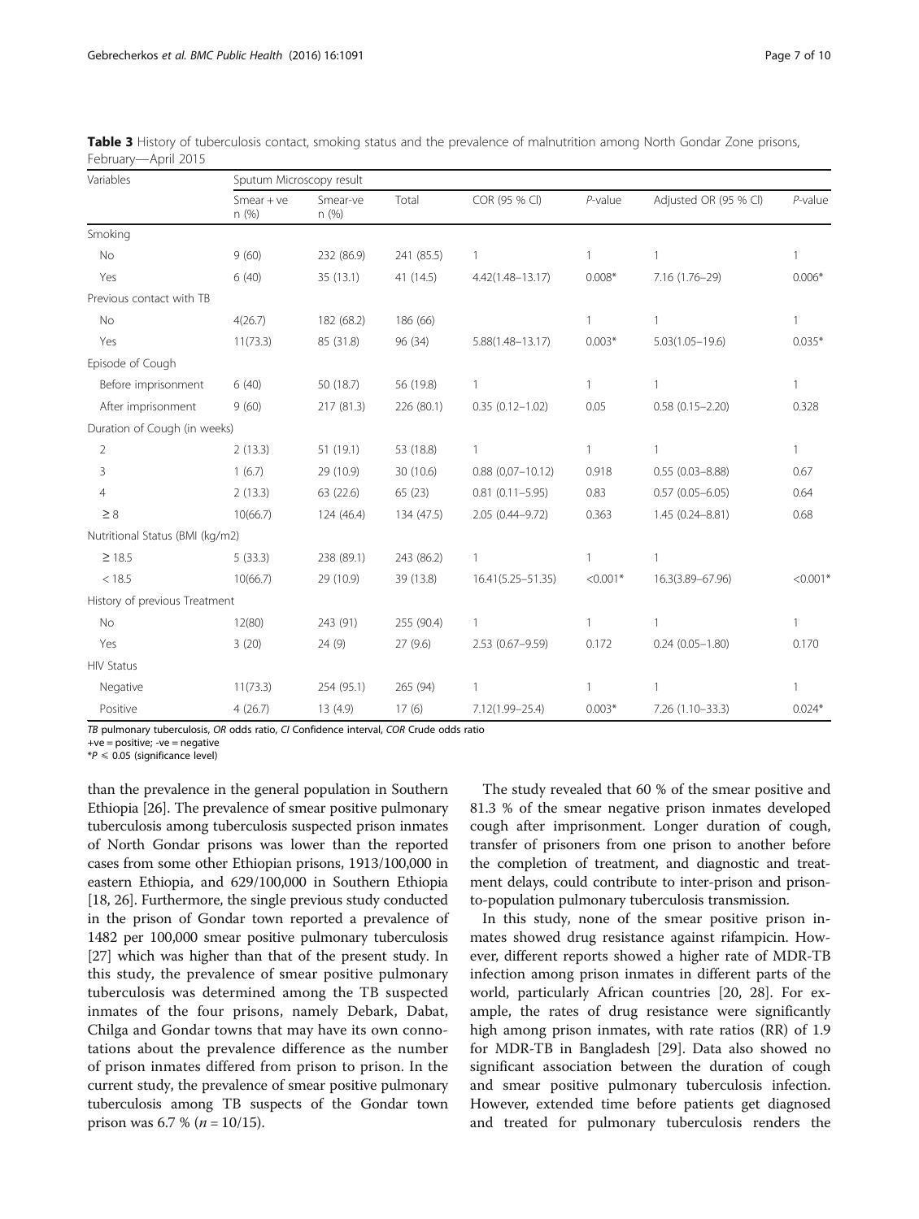**Table 3** History of tuberculosis contact, smoking status and the prevalence of malnutrition among North Gondar Zone prisons, February—April 2015

| Variables | Sputum Microscopy result | | | | | | |
|---|---|---|---|---|---|---|---|
| | Smear + ve n (%) | Smear-ve n (%) | Total | COR (95 % CI) | *P*-value | Adjusted OR (95 % CI) | *P*-value |
| Smoking | | | | | | | |
| No | 9 (60) | 232 (86.9) | 241 (85.5) | 1 | 1 | 1 | 1 |
| Yes | 6 (40) | 35 (13.1) | 41 (14.5) | 4.42(1.48–13.17) | 0.008* | 7.16 (1.76–29) | 0.006* |
| Previous contact with TB | | | | | | | |
| No | 4(26.7) | 182 (68.2) | 186 (66) | | 1 | 1 | 1 |
| Yes | 11(73.3) | 85 (31.8) | 96 (34) | 5.88(1.48–13.17) | 0.003* | 5.03(1.05–19.6) | 0.035* |
| Episode of Cough | | | | | | | |
| Before imprisonment | 6 (40) | 50 (18.7) | 56 (19.8) | 1 | 1 | 1 | 1 |
| After imprisonment | 9 (60) | 217 (81.3) | 226 (80.1) | 0.35 (0.12–1.02) | 0.05 | 0.58 (0.15–2.20) | 0.328 |
| Duration of Cough (in weeks) | | | | | | | |
| 2 | 2 (13.3) | 51 (19.1) | 53 (18.8) | 1 | 1 | 1 | 1 |
| 3 | 1 (6.7) | 29 (10.9) | 30 (10.6) | 0.88 (0,07–10.12) | 0.918 | 0.55 (0.03–8.88) | 0.67 |
| 4 | 2 (13.3) | 63 (22.6) | 65 (23) | 0.81 (0.11–5.95) | 0.83 | 0.57 (0.05–6.05) | 0.64 |
| ≥ 8 | 10(66.7) | 124 (46.4) | 134 (47.5) | 2.05 (0.44–9.72) | 0.363 | 1.45 (0.24–8.81) | 0.68 |
| Nutritional Status (BMI (kg/m2) | | | | | | | |
| ≥ 18.5 | 5 (33.3) | 238 (89.1) | 243 (86.2) | 1 | 1 | 1 | |
| < 18.5 | 10(66.7) | 29 (10.9) | 39 (13.8) | 16.41(5.25–51.35) | <0.001* | 16.3(3.89–67.96) | <0.001* |
| History of previous Treatment | | | | | | | |
| No | 12(80) | 243 (91) | 255 (90.4) | 1 | 1 | 1 | 1 |
| Yes | 3 (20) | 24 (9) | 27 (9.6) | 2.53 (0.67–9.59) | 0.172 | 0.24 (0.05–1.80) | 0.170 |
| HIV Status | | | | | | | |
| Negative | 11(73.3) | 254 (95.1) | 265 (94) | 1 | 1 | 1 | 1 |
| Positive | 4 (26.7) | 13 (4.9) | 17 (6) | 7.12(1.99–25.4) | 0.003* | 7.26 (1.10–33.3) | 0.024* |

*TB* pulmonary tuberculosis, *OR* odds ratio, *CI* Confidence interval, *COR* Crude odds ratio
+ve = positive; -ve = negative
*$P \leqslant 0.05$ (significance level)

than the prevalence in the general population in Southern Ethiopia [26]. The prevalence of smear positive pulmonary tuberculosis among tuberculosis suspected prison inmates of North Gondar prisons was lower than the reported cases from some other Ethiopian prisons, 1913/100,000 in eastern Ethiopia, and 629/100,000 in Southern Ethiopia [18, 26]. Furthermore, the single previous study conducted in the prison of Gondar town reported a prevalence of 1482 per 100,000 smear positive pulmonary tuberculosis [27] which was higher than that of the present study. In this study, the prevalence of smear positive pulmonary tuberculosis was determined among the TB suspected inmates of the four prisons, namely Debark, Dabat, Chilga and Gondar towns that may have its own connotations about the prevalence difference as the number of prison inmates differed from prison to prison. In the current study, the prevalence of smear positive pulmonary tuberculosis among TB suspects of the Gondar town prison was 6.7 % (*n* = 10/15).

The study revealed that 60 % of the smear positive and 81.3 % of the smear negative prison inmates developed cough after imprisonment. Longer duration of cough, transfer of prisoners from one prison to another before the completion of treatment, and diagnostic and treatment delays, could contribute to inter-prison and prison-to-population pulmonary tuberculosis transmission.

In this study, none of the smear positive prison inmates showed drug resistance against rifampicin. However, different reports showed a higher rate of MDR-TB infection among prison inmates in different parts of the world, particularly African countries [20, 28]. For example, the rates of drug resistance were significantly high among prison inmates, with rate ratios (RR) of 1.9 for MDR-TB in Bangladesh [29]. Data also showed no significant association between the duration of cough and smear positive pulmonary tuberculosis infection. However, extended time before patients get diagnosed and treated for pulmonary tuberculosis renders the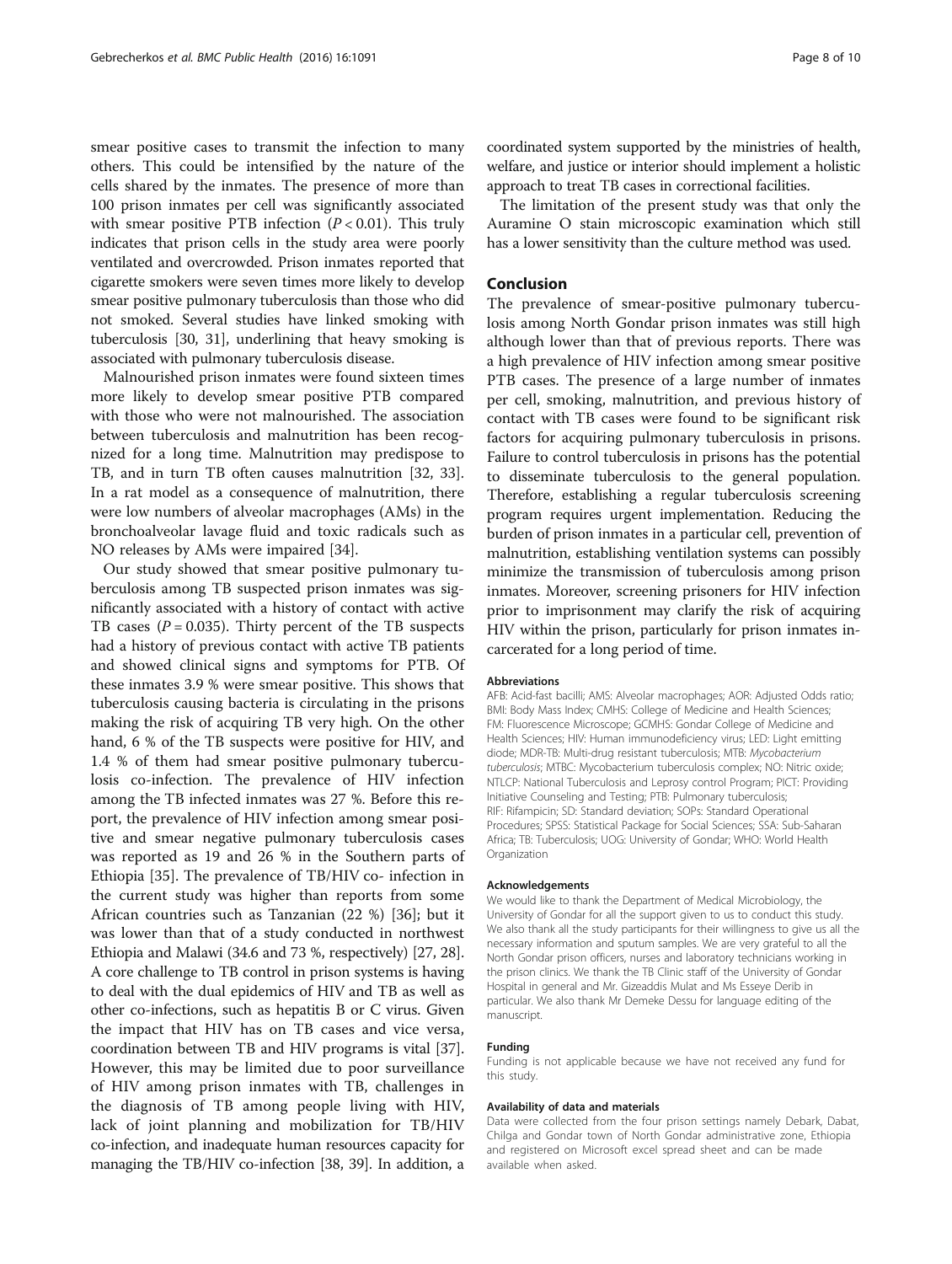smear positive cases to transmit the infection to many others. This could be intensified by the nature of the cells shared by the inmates. The presence of more than 100 prison inmates per cell was significantly associated with smear positive PTB infection ($P < 0.01$). This truly indicates that prison cells in the study area were poorly ventilated and overcrowded. Prison inmates reported that cigarette smokers were seven times more likely to develop smear positive pulmonary tuberculosis than those who did not smoked. Several studies have linked smoking with tuberculosis [30, 31], underlining that heavy smoking is associated with pulmonary tuberculosis disease.

Malnourished prison inmates were found sixteen times more likely to develop smear positive PTB compared with those who were not malnourished. The association between tuberculosis and malnutrition has been recognized for a long time. Malnutrition may predispose to TB, and in turn TB often causes malnutrition [32, 33]. In a rat model as a consequence of malnutrition, there were low numbers of alveolar macrophages (AMs) in the bronchoalveolar lavage fluid and toxic radicals such as NO releases by AMs were impaired [34].

Our study showed that smear positive pulmonary tuberculosis among TB suspected prison inmates was significantly associated with a history of contact with active TB cases ($P = 0.035$). Thirty percent of the TB suspects had a history of previous contact with active TB patients and showed clinical signs and symptoms for PTB. Of these inmates 3.9 % were smear positive. This shows that tuberculosis causing bacteria is circulating in the prisons making the risk of acquiring TB very high. On the other hand, 6 % of the TB suspects were positive for HIV, and 1.4 % of them had smear positive pulmonary tuberculosis co-infection. The prevalence of HIV infection among the TB infected inmates was 27 %. Before this report, the prevalence of HIV infection among smear positive and smear negative pulmonary tuberculosis cases was reported as 19 and 26 % in the Southern parts of Ethiopia [35]. The prevalence of TB/HIV co- infection in the current study was higher than reports from some African countries such as Tanzanian (22 %) [36]; but it was lower than that of a study conducted in northwest Ethiopia and Malawi (34.6 and 73 %, respectively) [27, 28]. A core challenge to TB control in prison systems is having to deal with the dual epidemics of HIV and TB as well as other co-infections, such as hepatitis B or C virus. Given the impact that HIV has on TB cases and vice versa, coordination between TB and HIV programs is vital [37]. However, this may be limited due to poor surveillance of HIV among prison inmates with TB, challenges in the diagnosis of TB among people living with HIV, lack of joint planning and mobilization for TB/HIV co-infection, and inadequate human resources capacity for managing the TB/HIV co-infection [38, 39]. In addition, a coordinated system supported by the ministries of health, welfare, and justice or interior should implement a holistic approach to treat TB cases in correctional facilities.

The limitation of the present study was that only the Auramine O stain microscopic examination which still has a lower sensitivity than the culture method was used.

## Conclusion

The prevalence of smear-positive pulmonary tuberculosis among North Gondar prison inmates was still high although lower than that of previous reports. There was a high prevalence of HIV infection among smear positive PTB cases. The presence of a large number of inmates per cell, smoking, malnutrition, and previous history of contact with TB cases were found to be significant risk factors for acquiring pulmonary tuberculosis in prisons. Failure to control tuberculosis in prisons has the potential to disseminate tuberculosis to the general population. Therefore, establishing a regular tuberculosis screening program requires urgent implementation. Reducing the burden of prison inmates in a particular cell, prevention of malnutrition, establishing ventilation systems can possibly minimize the transmission of tuberculosis among prison inmates. Moreover, screening prisoners for HIV infection prior to imprisonment may clarify the risk of acquiring HIV within the prison, particularly for prison inmates incarcerated for a long period of time.

#### Abbreviations

AFB: Acid-fast bacilli; AMS: Alveolar macrophages; AOR: Adjusted Odds ratio; BMI: Body Mass Index; CMHS: College of Medicine and Health Sciences; FM: Fluorescence Microscope; GCMHS: Gondar College of Medicine and Health Sciences; HIV: Human immunodeficiency virus; LED: Light emitting diode; MDR-TB: Multi-drug resistant tuberculosis; MTB: *Mycobacterium tuberculosis*; MTBC: Mycobacterium tuberculosis complex; NO: Nitric oxide; NTLCP: National Tuberculosis and Leprosy control Program; PICT: Providing Initiative Counseling and Testing; PTB: Pulmonary tuberculosis; RIF: Rifampicin; SD: Standard deviation; SOPs: Standard Operational Procedures; SPSS: Statistical Package for Social Sciences; SSA: Sub-Saharan Africa; TB: Tuberculosis; UOG: University of Gondar; WHO: World Health Organization

#### Acknowledgements

We would like to thank the Department of Medical Microbiology, the University of Gondar for all the support given to us to conduct this study. We also thank all the study participants for their willingness to give us all the necessary information and sputum samples. We are very grateful to all the North Gondar prison officers, nurses and laboratory technicians working in the prison clinics. We thank the TB Clinic staff of the University of Gondar Hospital in general and Mr. Gizeaddis Mulat and Ms Esseye Derib in particular. We also thank Mr Demeke Dessu for language editing of the manuscript.

#### Funding

Funding is not applicable because we have not received any fund for this study.

#### Availability of data and materials

Data were collected from the four prison settings namely Debark, Dabat, Chilga and Gondar town of North Gondar administrative zone, Ethiopia and registered on Microsoft excel spread sheet and can be made available when asked.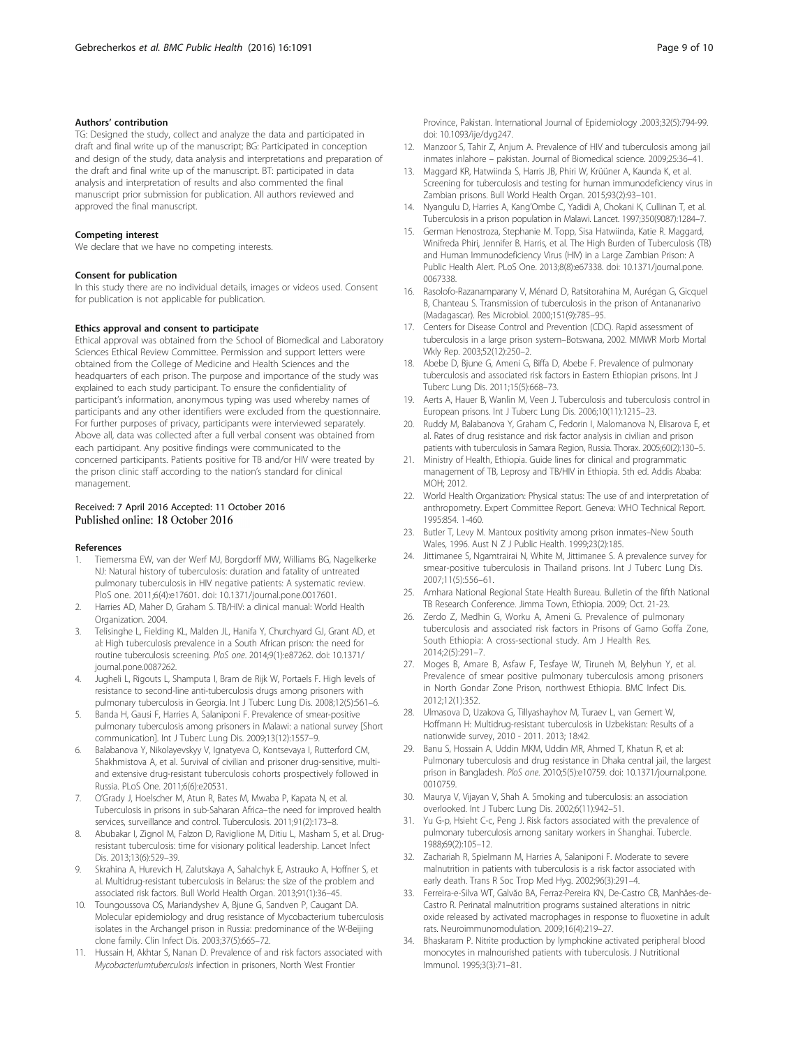### Authors' contribution

TG: Designed the study, collect and analyze the data and participated in draft and final write up of the manuscript; BG: Participated in conception and design of the study, data analysis and interpretations and preparation of the draft and final write up of the manuscript. BT: participated in data analysis and interpretation of results and also commented the final manuscript prior submission for publication. All authors reviewed and approved the final manuscript.

### Competing interest

We declare that we have no competing interests.

### Consent for publication

In this study there are no individual details, images or videos used. Consent for publication is not applicable for publication.

### Ethics approval and consent to participate

Ethical approval was obtained from the School of Biomedical and Laboratory Sciences Ethical Review Committee. Permission and support letters were obtained from the College of Medicine and Health Sciences and the headquarters of each prison. The purpose and importance of the study was explained to each study participant. To ensure the confidentiality of participant's information, anonymous typing was used whereby names of participants and any other identifiers were excluded from the questionnaire. For further purposes of privacy, participants were interviewed separately. Above all, data was collected after a full verbal consent was obtained from each participant. Any positive findings were communicated to the concerned participants. Patients positive for TB and/or HIV were treated by the prison clinic staff according to the nation's standard for clinical management.

Received: 7 April 2016 Accepted: 11 October 2016
Published online: 18 October 2016

### References

1. Tiemersma EW, van der Werf MJ, Borgdorff MW, Williams BG, Nagelkerke NJ: Natural history of tuberculosis: duration and fatality of untreated pulmonary tuberculosis in HIV negative patients: A systematic review. PloS one. 2011;6(4):e17601. doi: 10.1371/journal.pone.0017601.
2. Harries AD, Maher D, Graham S. TB/HIV: a clinical manual: World Health Organization. 2004.
3. Telisinghe L, Fielding KL, Malden JL, Hanifa Y, Churchyard GJ, Grant AD, et al: High tuberculosis prevalence in a South African prison: the need for routine tuberculosis screening. *PloS one*. 2014;9(1):e87262. doi: 10.1371/journal.pone.0087262.
4. Jugheli L, Rigouts L, Shamputa I, Bram de Rijk W, Portaels F. High levels of resistance to second-line anti-tuberculosis drugs among prisoners with pulmonary tuberculosis in Georgia. Int J Tuberc Lung Dis. 2008;12(5):561–6.
5. Banda H, Gausi F, Harries A, Salaniponi F. Prevalence of smear-positive pulmonary tuberculosis among prisoners in Malawi: a national survey [Short communication]. Int J Tuberc Lung Dis. 2009;13(12):1557–9.
6. Balabanova Y, Nikolayevskyy V, Ignatyeva O, Kontsevaya I, Rutterford CM, Shakhmistova A, et al. Survival of civilian and prisoner drug-sensitive, multi- and extensive drug-resistant tuberculosis cohorts prospectively followed in Russia. PLoS One. 2011;6(6):e20531.
7. O'Grady J, Hoelscher M, Atun R, Bates M, Mwaba P, Kapata N, et al. Tuberculosis in prisons in sub-Saharan Africa–the need for improved health services, surveillance and control. Tuberculosis. 2011;91(2):173–8.
8. Abubakar I, Zignol M, Falzon D, Raviglione M, Ditiu L, Masham S, et al. Drug-resistant tuberculosis: time for visionary political leadership. Lancet Infect Dis. 2013;13(6):529–39.
9. Skrahina A, Hurevich H, Zalutskaya A, Sahalchyk E, Astrauko A, Hoffner S, et al. Multidrug-resistant tuberculosis in Belarus: the size of the problem and associated risk factors. Bull World Health Organ. 2013;91(1):36–45.
10. Toungoussova OS, Mariandyshev A, Bjune G, Sandven P, Caugant DA. Molecular epidemiology and drug resistance of Mycobacterium tuberculosis isolates in the Archangel prison in Russia: predominance of the W-Beijing clone family. Clin Infect Dis. 2003;37(5):665–72.
11. Hussain H, Akhtar S, Nanan D. Prevalence of and risk factors associated with *Mycobacteriumtuberculosis* infection in prisoners, North West Frontier Province, Pakistan. International Journal of Epidemiology .2003;32(5):794-99. doi: 10.1093/ije/dyg247.
12. Manzoor S, Tahir Z, Anjum A. Prevalence of HIV and tuberculosis among jail inmates inlahore – pakistan. Journal of Biomedical science. 2009;25:36–41.
13. Maggard KR, Hatwiinda S, Harris JB, Phiri W, Krüüner A, Kaunda K, et al. Screening for tuberculosis and testing for human immunodeficiency virus in Zambian prisons. Bull World Health Organ. 2015;93(2):93–101.
14. Nyangulu D, Harries A, Kang'Ombe C, Yadidi A, Chokani K, Cullinan T, et al. Tuberculosis in a prison population in Malawi. Lancet. 1997;350(9087):1284–7.
15. German Henostroza, Stephanie M. Topp, Sisa Hatwiinda, Katie R. Maggard, Winifreda Phiri, Jennifer B. Harris, et al. The High Burden of Tuberculosis (TB) and Human Immunodeficiency Virus (HIV) in a Large Zambian Prison: A Public Health Alert. PLoS One. 2013;8(8):e67338. doi: 10.1371/journal.pone.0067338.
16. Rasolofo-Razanamparany V, Ménard D, Ratsitorahina M, Aurégan G, Gicquel B, Chanteau S. Transmission of tuberculosis in the prison of Antananarivo (Madagascar). Res Microbiol. 2000;151(9):785–95.
17. Centers for Disease Control and Prevention (CDC). Rapid assessment of tuberculosis in a large prison system–Botswana, 2002. MMWR Morb Mortal Wkly Rep. 2003;52(12):250–2.
18. Abebe D, Bjune G, Ameni G, Biffa D, Abebe F. Prevalence of pulmonary tuberculosis and associated risk factors in Eastern Ethiopian prisons. Int J Tuberc Lung Dis. 2011;15(5):668–73.
19. Aerts A, Hauer B, Wanlin M, Veen J. Tuberculosis and tuberculosis control in European prisons. Int J Tuberc Lung Dis. 2006;10(11):1215–23.
20. Ruddy M, Balabanova Y, Graham C, Fedorin I, Malomanova N, Elisarova E, et al. Rates of drug resistance and risk factor analysis in civilian and prison patients with tuberculosis in Samara Region, Russia. Thorax. 2005;60(2):130–5.
21. Ministry of Health, Ethiopia. Guide lines for clinical and programmatic management of TB, Leprosy and TB/HIV in Ethiopia. 5th ed. Addis Ababa: MOH; 2012.
22. World Health Organization: Physical status: The use of and interpretation of anthropometry. Expert Committee Report. Geneva: WHO Technical Report. 1995:854. 1-460.
23. Butler T, Levy M. Mantoux positivity among prison inmates–New South Wales, 1996. Aust N Z J Public Health. 1999;23(2):185.
24. Jittimanee S, Ngamtrairai N, White M, Jittimanee S. A prevalence survey for smear-positive tuberculosis in Thailand prisons. Int J Tuberc Lung Dis. 2007;11(5):556–61.
25. Amhara National Regional State Health Bureau. Bulletin of the fifth National TB Research Conference. Jimma Town, Ethiopia. 2009; Oct. 21-23.
26. Zerdo Z, Medhin G, Worku A, Ameni G. Prevalence of pulmonary tuberculosis and associated risk factors in Prisons of Gamo Goffa Zone, South Ethiopia: A cross-sectional study. Am J Health Res. 2014;2(5):291–7.
27. Moges B, Amare B, Asfaw F, Tesfaye W, Tiruneh M, Belyhun Y, et al. Prevalence of smear positive pulmonary tuberculosis among prisoners in North Gondar Zone Prison, northwest Ethiopia. BMC Infect Dis. 2012;12(1):352.
28. Ulmasova D, Uzakova G, Tillyashayhov M, Turaev L, van Gemert W, Hoffmann H: Multidrug-resistant tuberculosis in Uzbekistan: Results of a nationwide survey, 2010 - 2011. 2013; 18:42.
29. Banu S, Hossain A, Uddin MKM, Uddin MR, Ahmed T, Khatun R, et al: Pulmonary tuberculosis and drug resistance in Dhaka central jail, the largest prison in Bangladesh. *PloS one*. 2010;5(5):e10759. doi: 10.1371/journal.pone.0010759.
30. Maurya V, Vijayan V, Shah A. Smoking and tuberculosis: an association overlooked. Int J Tuberc Lung Dis. 2002;6(11):942–51.
31. Yu G-p, Hsieht C-c, Peng J. Risk factors associated with the prevalence of pulmonary tuberculosis among sanitary workers in Shanghai. Tubercle. 1988;69(2):105–12.
32. Zachariah R, Spielmann M, Harries A, Salaniponi F. Moderate to severe malnutrition in patients with tuberculosis is a risk factor associated with early death. Trans R Soc Trop Med Hyg. 2002;96(3):291–4.
33. Ferreira-e-Silva WT, Galvão BA, Ferraz-Pereira KN, De-Castro CB, Manhães-de-Castro R. Perinatal malnutrition programs sustained alterations in nitric oxide released by activated macrophages in response to fluoxetine in adult rats. Neuroimmunomodulation. 2009;16(4):219–27.
34. Bhaskaram P. Nitrite production by lymphokine activated peripheral blood monocytes in malnourished patients with tuberculosis. J Nutritional Immunol. 1995;3(3):71–81.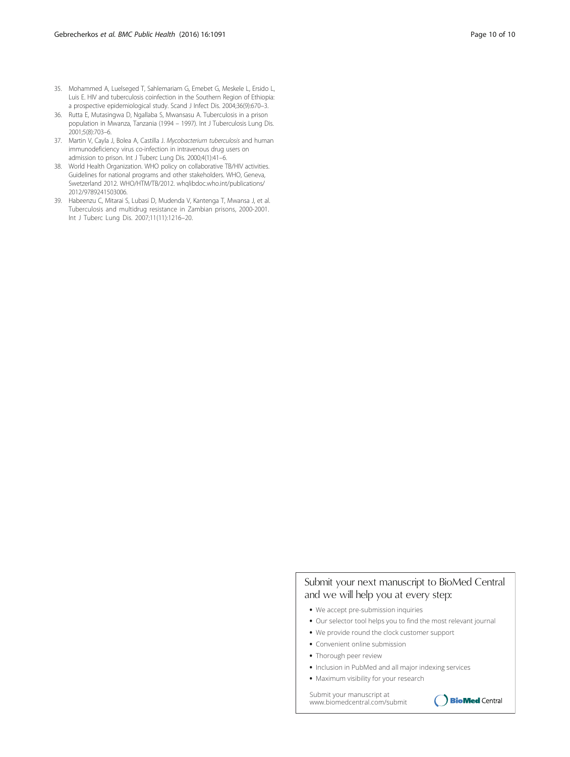35. Mohammed A, Luelseged T, Sahlemariam G, Emebet G, Meskele L, Ersido L, Luis E. HIV and tuberculosis coinfection in the Southern Region of Ethiopia: a prospective epidemiological study. Scand J Infect Dis. 2004;36(9):670–3.
36. Rutta E, Mutasingwa D, Ngallaba S, Mwansasu A. Tuberculosis in a prison population in Mwanza, Tanzania (1994 – 1997). Int J Tuberculosis Lung Dis. 2001;5(8):703–6.
37. Martin V, Cayla J, Bolea A, Castilla J. *Mycobacterium tuberculosis* and human immunodeficiency virus co-infection in intravenous drug users on admission to prison. Int J Tuberc Lung Dis. 2000;4(1):41–6.
38. World Health Organization. WHO policy on collaborative TB/HIV activities. Guidelines for national programs and other stakeholders. WHO, Geneva, Swetzerland 2012. WHO/HTM/TB/2012. whqlibdoc.who.int/publications/2012/9789241503006.
39. Habeenzu C, Mitarai S, Lubasi D, Mudenda V, Kantenga T, Mwansa J, et al. Tuberculosis and multidrug resistance in Zambian prisons, 2000-2001. Int J Tuberc Lung Dis. 2007;11(11):1216–20.

Submit your next manuscript to BioMed Central and we will help you at every step:

- We accept pre-submission inquiries
- Our selector tool helps you to find the most relevant journal
- We provide round the clock customer support
- Convenient online submission
- Thorough peer review
- Inclusion in PubMed and all major indexing services
- Maximum visibility for your research

Submit your manuscript at www.biomedcentral.com/submit

BioMed Central